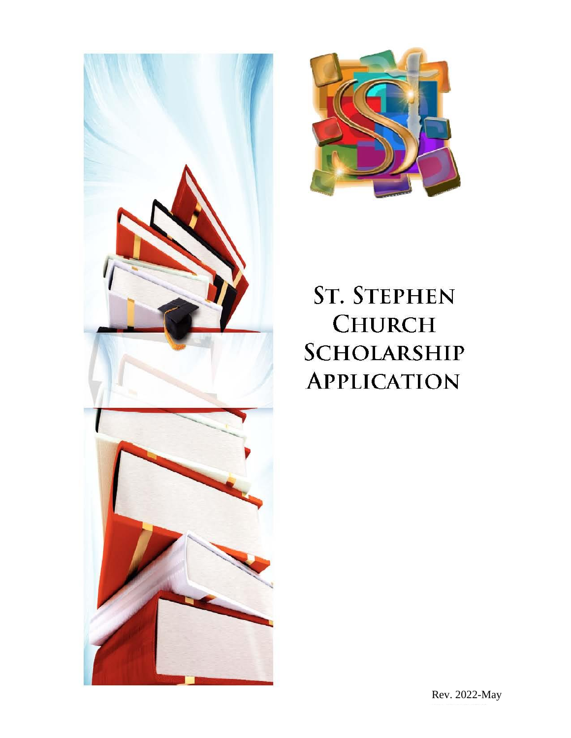# St. Stephen Church Scholarship Application

Rev. 2022-May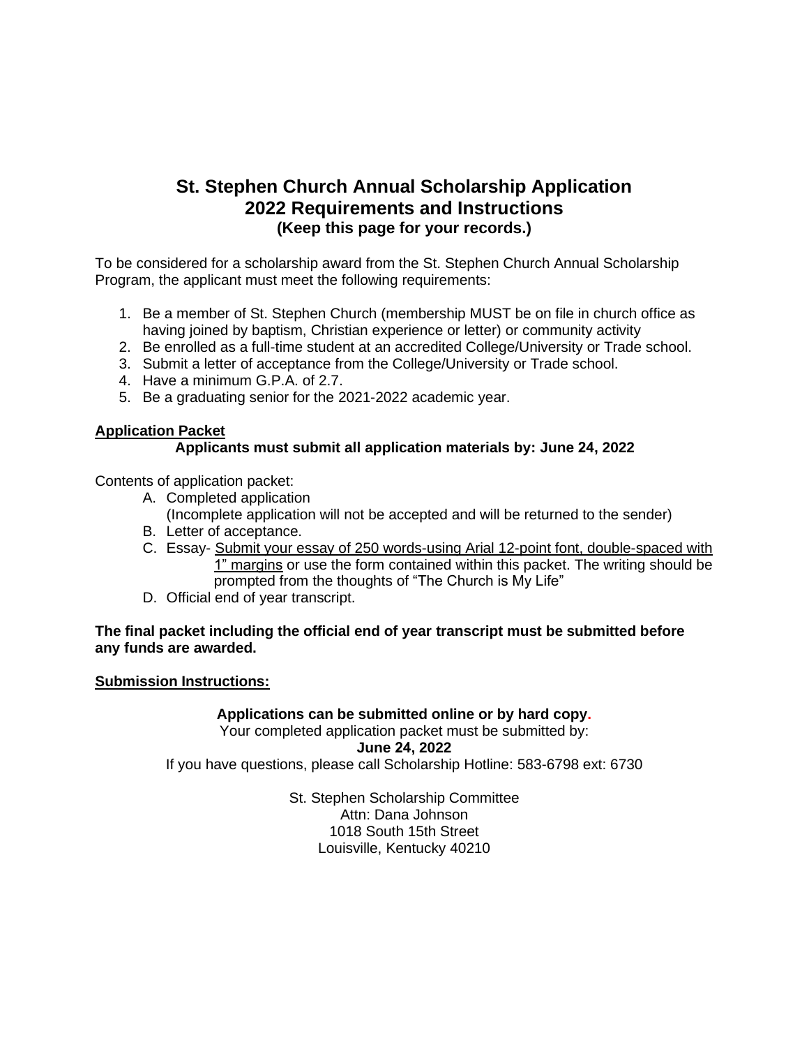# St. Stephen Church Annual Scholarship Application
# 2022 Requirements and Instructions
### (Keep this page for your records.)

To be considered for a scholarship award from the St. Stephen Church Annual Scholarship Program, the applicant must meet the following requirements:

1. Be a member of St. Stephen Church (membership MUST be on file in church office as having joined by baptism, Christian experience or letter) or community activity
2. Be enrolled as a full-time student at an accredited College/University or Trade school.
3. Submit a letter of acceptance from the College/University or Trade school.
4. Have a minimum G.P.A. of 2.7.
5. Be a graduating senior for the 2021-2022 academic year.

**<u>Application Packet</u>**

**Applicants must submit all application materials by: June 24, 2022**

Contents of application packet:

A. Completed application
   (Incomplete application will not be accepted and will be returned to the sender)
B. Letter of acceptance.
C. Essay- <u>Submit your essay of 250 words-using Arial 12-point font, double-spaced with 1" margins</u> or use the form contained within this packet. The writing should be prompted from the thoughts of "The Church is My Life"
D. Official end of year transcript.

**The final packet including the official end of year transcript must be submitted before any funds are awarded.**

**<u>Submission Instructions:</u>**

**Applications can be submitted online or by hard copy.**

Your completed application packet must be submitted by:

**June 24, 2022**

If you have questions, please call Scholarship Hotline: 583-6798 ext: 6730

St. Stephen Scholarship Committee
Attn: Dana Johnson
1018 South 15th Street
Louisville, Kentucky 40210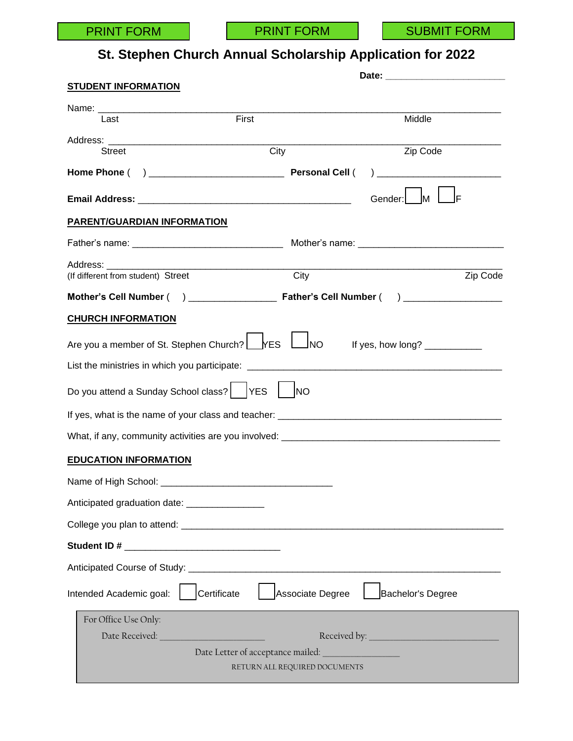PRINT FORM PRINT FORM SUBMIT FORM

# St. Stephen Church Annual Scholarship Application for 2022

**Date:** ______________________

**STUDENT INFORMATION**

Name: ___________________________________________________________________________
Last First Middle

Address: _________________________________________________________________________
Street City Zip Code

**Home Phone** ( ) ________________________ **Personal Cell** ( ) ______________________

**Email Address:** ________________________________________ Gender: ☐ M ☐ F

**PARENT/GUARDIAN INFORMATION**

Father's name: ____________________________ Mother's name: ___________________________

Address: __________________________________________________________________________
(If different from student) Street City Zip Code

**Mother's Cell Number** ( ) ________________ **Father's Cell Number** ( ) __________________

**CHURCH INFORMATION**

Are you a member of St. Stephen Church? ☐ YES ☐ NO If yes, how long? __________

List the ministries in which you participate: ______________________________________________

Do you attend a Sunday School class? ☐ YES ☐ NO

If yes, what is the name of your class and teacher: __________________________________________

What, if any, community activities are you involved: _________________________________________

**EDUCATION INFORMATION**

Name of High School: ________________________________

Anticipated graduation date: ______________

College you plan to attend: __________________________________________________________

**Student ID #** _____________________________

Anticipated Course of Study: _________________________________________________________

Intended Academic goal: ☐ Certificate ☐ Associate Degree ☐ Bachelor's Degree

For Office Use Only:

Date Received: ______________________ Received by: __________________________

Date Letter of acceptance mailed: _______________

RETURN ALL REQUIRED DOCUMENTS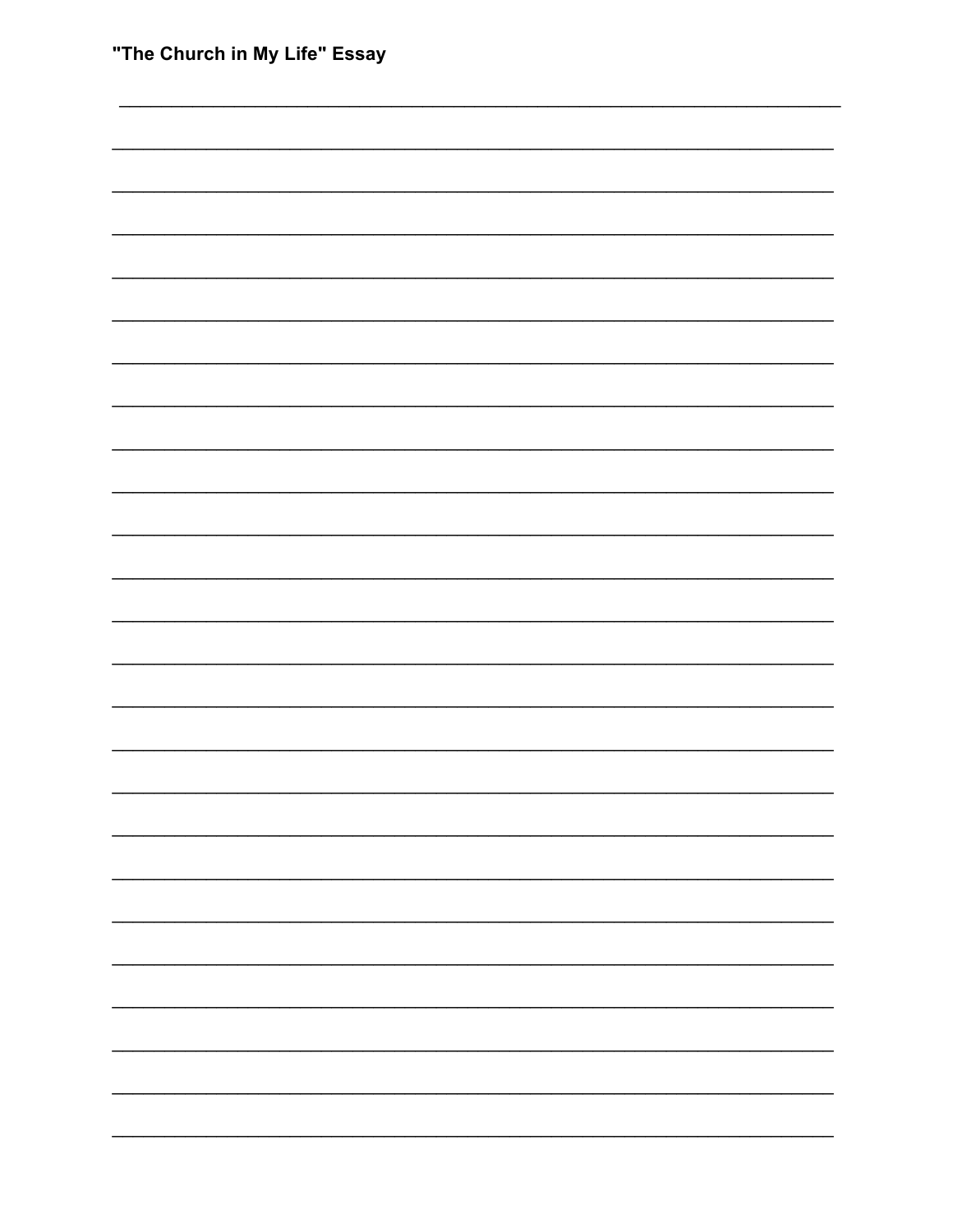**"The Church in My Life" Essay**